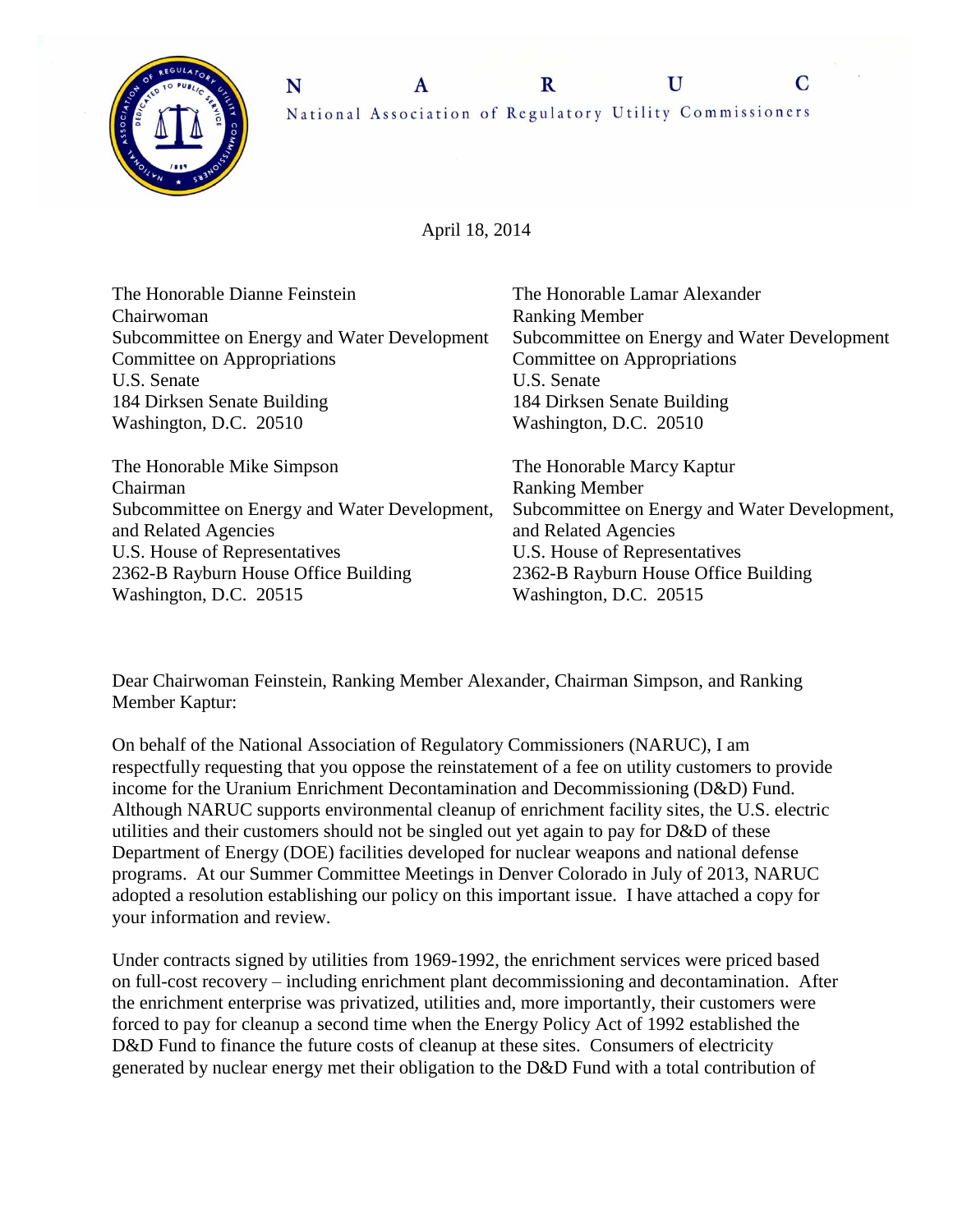# NARUC

National Association of Regulatory Utility Commissioners

April 18, 2014

The Honorable Dianne Feinstein
Chairwoman
Subcommittee on Energy and Water Development
Committee on Appropriations
U.S. Senate
184 Dirksen Senate Building
Washington, D.C. 20510

The Honorable Lamar Alexander
Ranking Member
Subcommittee on Energy and Water Development
Committee on Appropriations
U.S. Senate
184 Dirksen Senate Building
Washington, D.C. 20510

The Honorable Mike Simpson
Chairman
Subcommittee on Energy and Water Development, and Related Agencies
U.S. House of Representatives
2362-B Rayburn House Office Building
Washington, D.C. 20515

The Honorable Marcy Kaptur
Ranking Member
Subcommittee on Energy and Water Development, and Related Agencies
U.S. House of Representatives
2362-B Rayburn House Office Building
Washington, D.C. 20515

Dear Chairwoman Feinstein, Ranking Member Alexander, Chairman Simpson, and Ranking Member Kaptur:

On behalf of the National Association of Regulatory Commissioners (NARUC), I am respectfully requesting that you oppose the reinstatement of a fee on utility customers to provide income for the Uranium Enrichment Decontamination and Decommissioning (D&D) Fund. Although NARUC supports environmental cleanup of enrichment facility sites, the U.S. electric utilities and their customers should not be singled out yet again to pay for D&D of these Department of Energy (DOE) facilities developed for nuclear weapons and national defense programs. At our Summer Committee Meetings in Denver Colorado in July of 2013, NARUC adopted a resolution establishing our policy on this important issue. I have attached a copy for your information and review.

Under contracts signed by utilities from 1969-1992, the enrichment services were priced based on full-cost recovery – including enrichment plant decommissioning and decontamination. After the enrichment enterprise was privatized, utilities and, more importantly, their customers were forced to pay for cleanup a second time when the Energy Policy Act of 1992 established the D&D Fund to finance the future costs of cleanup at these sites. Consumers of electricity generated by nuclear energy met their obligation to the D&D Fund with a total contribution of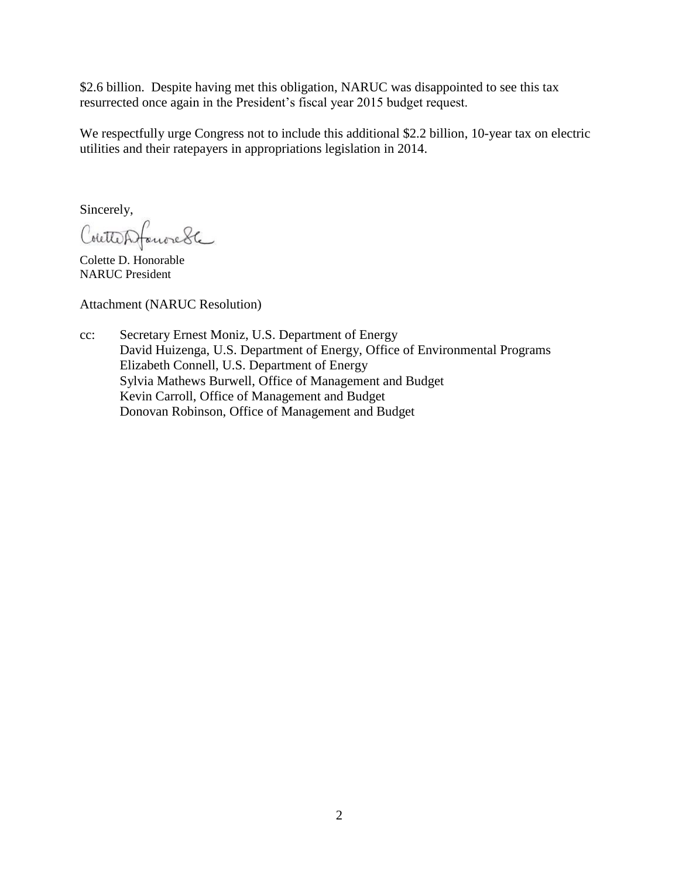$2.6 billion. Despite having met this obligation, NARUC was disappointed to see this tax resurrected once again in the President's fiscal year 2015 budget request.

We respectfully urge Congress not to include this additional $2.2 billion, 10-year tax on electric utilities and their ratepayers in appropriations legislation in 2014.

Sincerely,

Colette D. Honorable
NARUC President

Attachment (NARUC Resolution)

cc: Secretary Ernest Moniz, U.S. Department of Energy
David Huizenga, U.S. Department of Energy, Office of Environmental Programs
Elizabeth Connell, U.S. Department of Energy
Sylvia Mathews Burwell, Office of Management and Budget
Kevin Carroll, Office of Management and Budget
Donovan Robinson, Office of Management and Budget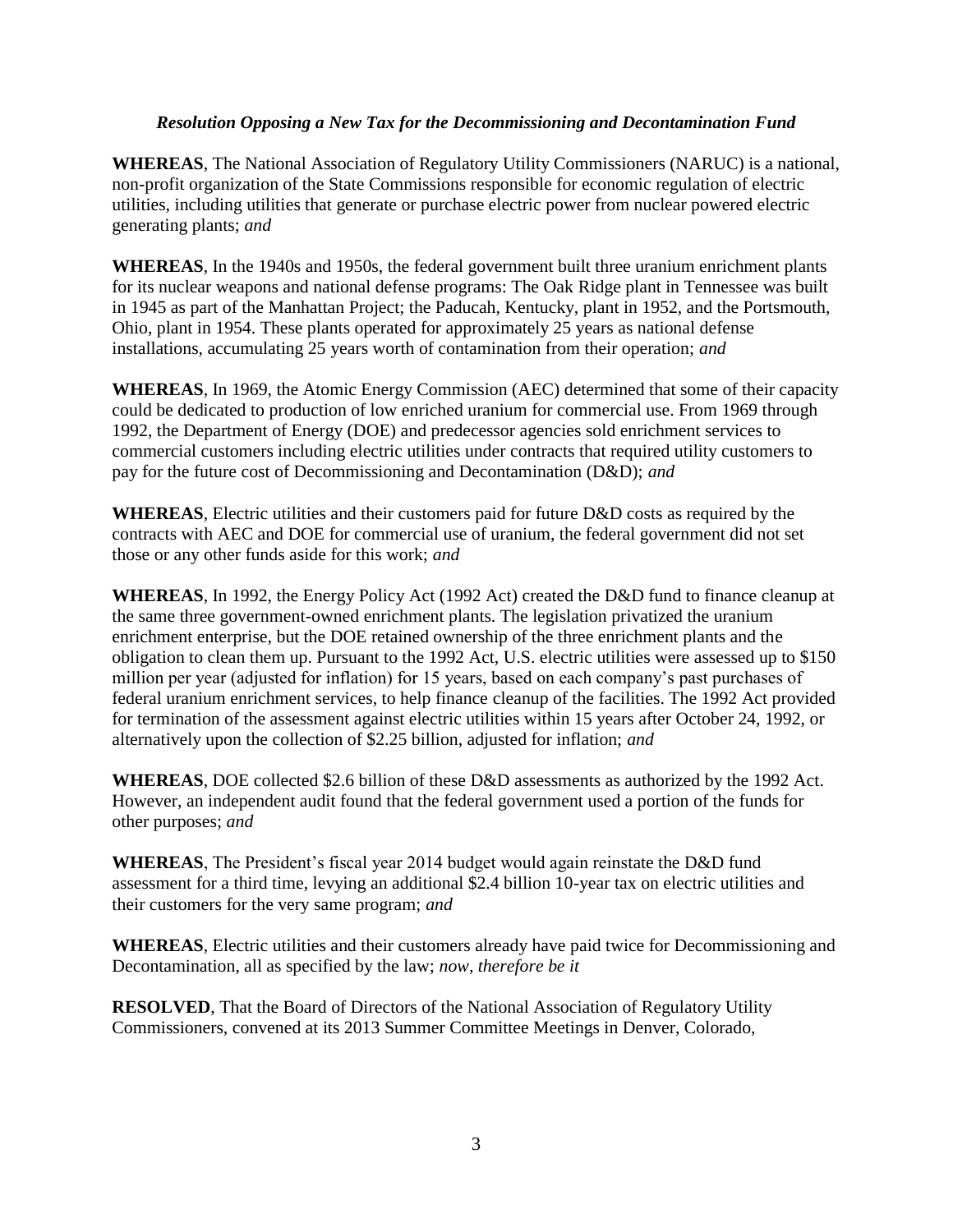***Resolution Opposing a New Tax for the Decommissioning and Decontamination Fund***

**WHEREAS**, The National Association of Regulatory Utility Commissioners (NARUC) is a national, non-profit organization of the State Commissions responsible for economic regulation of electric utilities, including utilities that generate or purchase electric power from nuclear powered electric generating plants; *and*

**WHEREAS**, In the 1940s and 1950s, the federal government built three uranium enrichment plants for its nuclear weapons and national defense programs: The Oak Ridge plant in Tennessee was built in 1945 as part of the Manhattan Project; the Paducah, Kentucky, plant in 1952, and the Portsmouth, Ohio, plant in 1954. These plants operated for approximately 25 years as national defense installations, accumulating 25 years worth of contamination from their operation; *and*

**WHEREAS**, In 1969, the Atomic Energy Commission (AEC) determined that some of their capacity could be dedicated to production of low enriched uranium for commercial use. From 1969 through 1992, the Department of Energy (DOE) and predecessor agencies sold enrichment services to commercial customers including electric utilities under contracts that required utility customers to pay for the future cost of Decommissioning and Decontamination (D&D); *and*

**WHEREAS**, Electric utilities and their customers paid for future D&D costs as required by the contracts with AEC and DOE for commercial use of uranium, the federal government did not set those or any other funds aside for this work; *and*

**WHEREAS**, In 1992, the Energy Policy Act (1992 Act) created the D&D fund to finance cleanup at the same three government-owned enrichment plants. The legislation privatized the uranium enrichment enterprise, but the DOE retained ownership of the three enrichment plants and the obligation to clean them up. Pursuant to the 1992 Act, U.S. electric utilities were assessed up to $150 million per year (adjusted for inflation) for 15 years, based on each company's past purchases of federal uranium enrichment services, to help finance cleanup of the facilities. The 1992 Act provided for termination of the assessment against electric utilities within 15 years after October 24, 1992, or alternatively upon the collection of $2.25 billion, adjusted for inflation; *and*

**WHEREAS**, DOE collected $2.6 billion of these D&D assessments as authorized by the 1992 Act. However, an independent audit found that the federal government used a portion of the funds for other purposes; *and*

**WHEREAS**, The President's fiscal year 2014 budget would again reinstate the D&D fund assessment for a third time, levying an additional $2.4 billion 10-year tax on electric utilities and their customers for the very same program; *and*

**WHEREAS**, Electric utilities and their customers already have paid twice for Decommissioning and Decontamination, all as specified by the law; *now, therefore be it*

**RESOLVED**, That the Board of Directors of the National Association of Regulatory Utility Commissioners, convened at its 2013 Summer Committee Meetings in Denver, Colorado,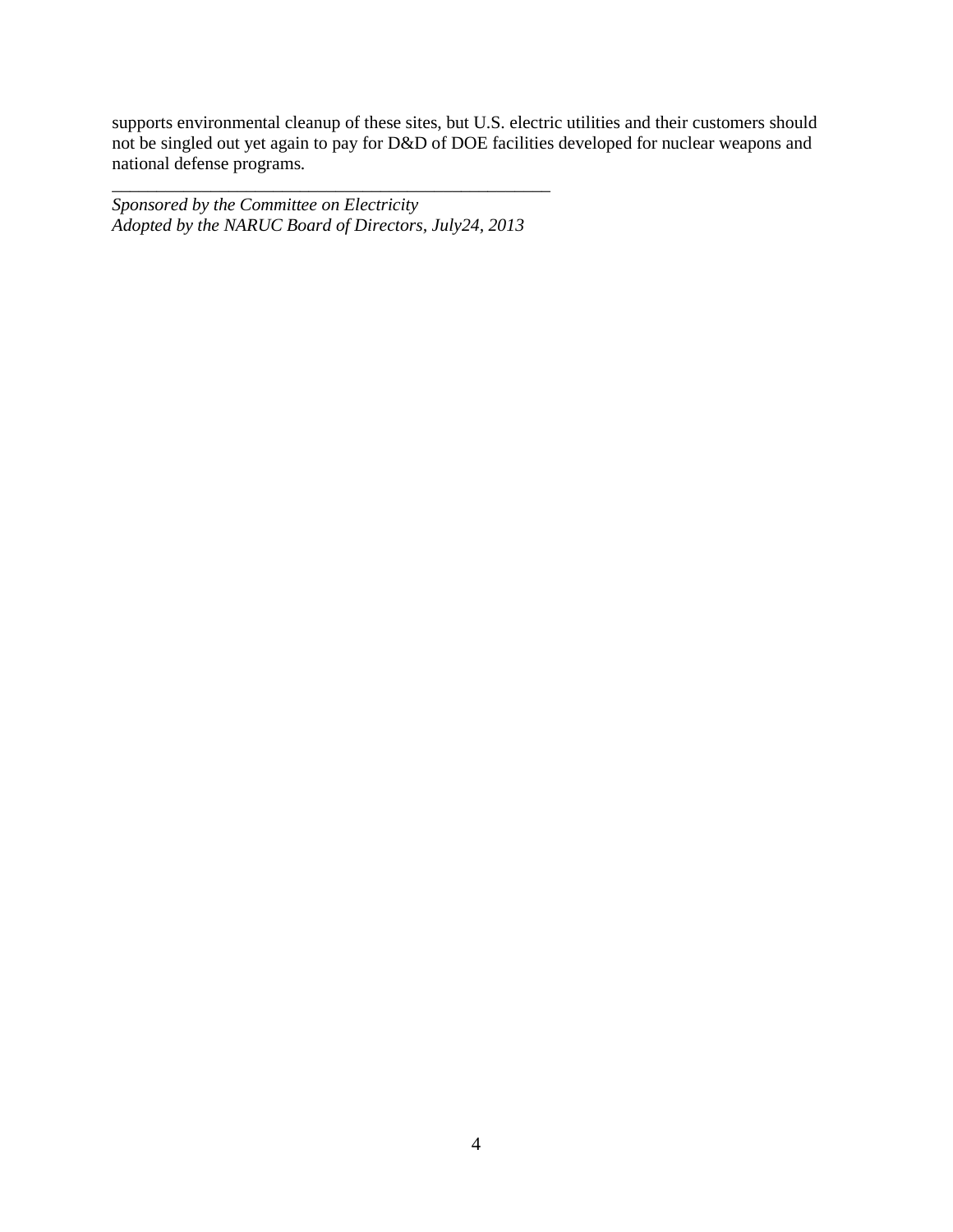supports environmental cleanup of these sites, but U.S. electric utilities and their customers should not be singled out yet again to pay for D&D of DOE facilities developed for nuclear weapons and national defense programs.

---

*Sponsored by the Committee on Electricity*
*Adopted by the NARUC Board of Directors, July24, 2013*